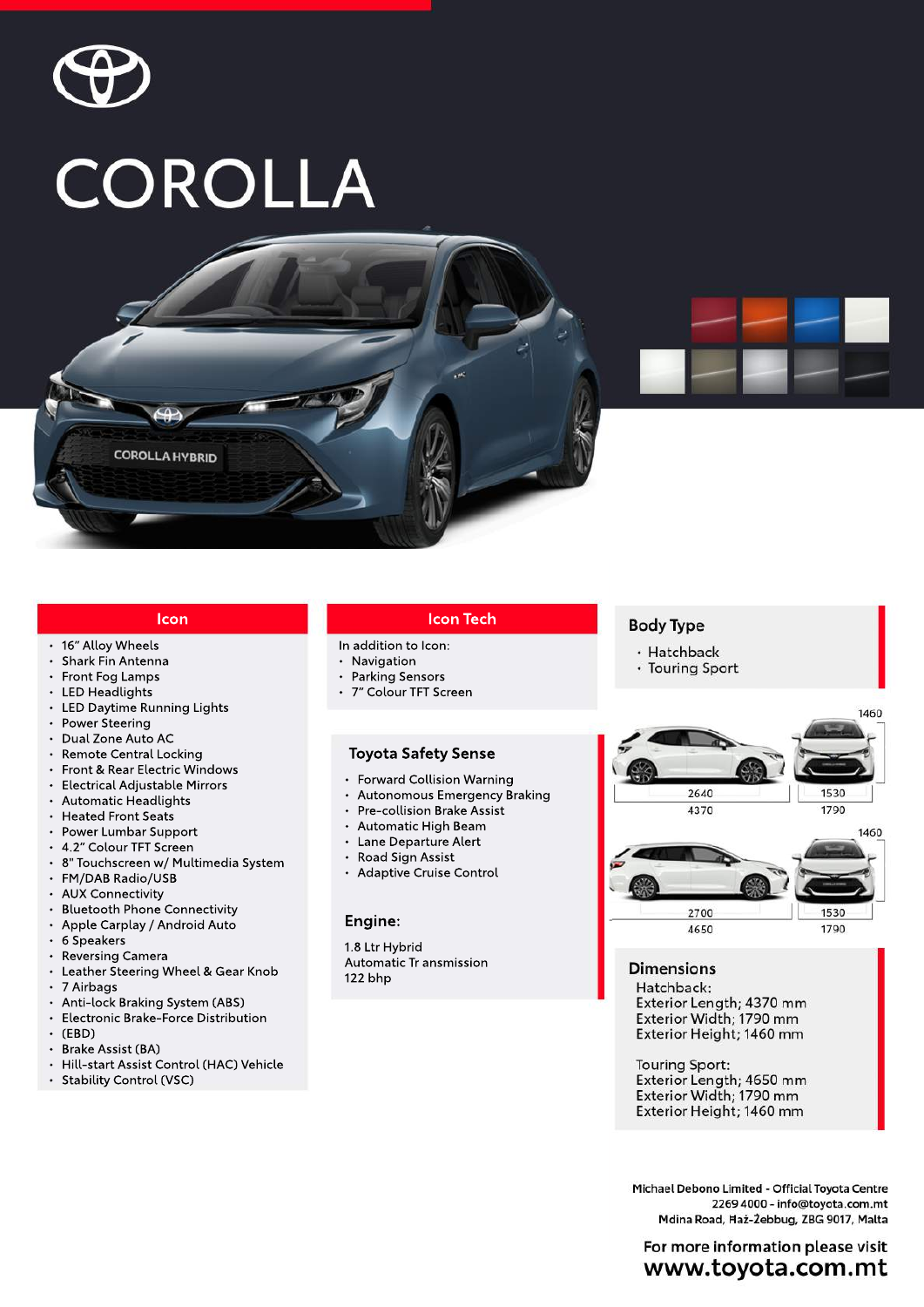# COROLLA

## Icon

- 16" Alloy Wheels
- Shark Fin Antenna
- Front Fog Lamps
- LED Headlights
- LED Daytime Running Lights
- Power Steering
- Dual Zone Auto AC
- Remote Central Locking
- Front & Rear Electric Windows
- Electrical Adjustable Mirrors
- Automatic Headlights
- Heated Front Seats
- Power Lumbar Support
- 4.2" Colour TFT Screen
- 8" Touchscreen w/ Multimedia System
- FM/DAB Radio/USB
- AUX Connectivity
- Bluetooth Phone Connectivity
- Apple Carplay / Android Auto
- 6 Speakers
- Reversing Camera
- Leather Steering Wheel & Gear Knob
- 7 Airbags
- Anti-lock Braking System (ABS)
- Electronic Brake-Force Distribution
- (EBD)
- Brake Assist (BA)
- Hill-start Assist Control (HAC) Vehicle
- Stability Control (VSC)

## Icon Tech

In addition to Icon:

- Navigation
- Parking Sensors
- 7" Colour TFT Screen

## Toyota Safety Sense

- Forward Collision Warning
- Autonomous Emergency Braking
- Pre-collision Brake Assist
- Automatic High Beam
- Lane Departure Alert
- Road Sign Assist
- Adaptive Cruise Control

## Engine:

1.8 Ltr Hybrid
Automatic Tr ansmission
122 bhp

## Body Type

- Hatchback
- Touring Sport

1460
2640 | 1530
4370 | 1790

1460
2700 | 1530
4650 | 1790

## Dimensions

Hatchback:
Exterior Length; 4370 mm
Exterior Width; 1790 mm
Exterior Height; 1460 mm

Touring Sport:
Exterior Length; 4650 mm
Exterior Width; 1790 mm
Exterior Height; 1460 mm

Michael Debono Limited - Official Toyota Centre
2269 4000 - info@toyota.com.mt
Mdina Road, Ħaż-Żebbuġ, ZBG 9017, Malta

For more information please visit
**www.toyota.com.mt**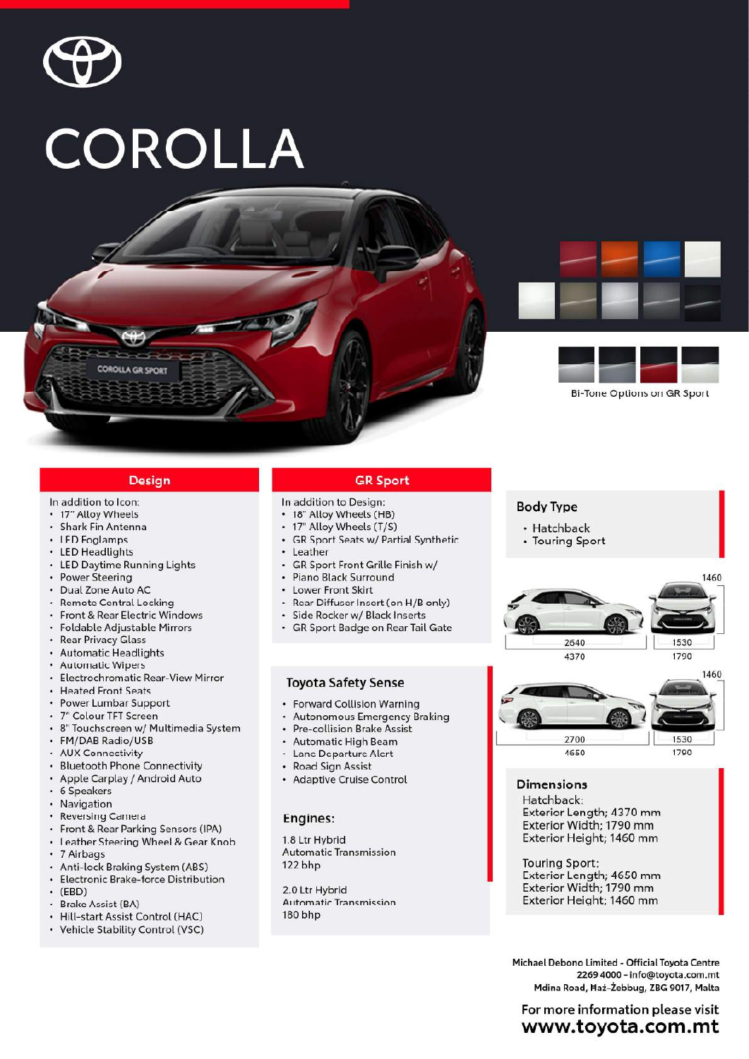# COROLLA

Bi-Tone Options on GR Sport

## Design

In addition to Icon:

- 17" Alloy Wheels
- Shark Fin Antenna
- LED Foglamps
- LED Headlights
- LED Daytime Running Lights
- Power Steering
- Dual Zone Auto AC
- Remote Central Locking
- Front & Rear Electric Windows
- Foldable Adjustable Mirrors
- Rear Privacy Glass
- Automatic Headlights
- Automatic Wipers
- Electrochromatic Rear-View Mirror
- Heated Front Seats
- Power Lumbar Support
- 7" Colour TFT Screen
- 8" Touchscreen w/ Multimedia System
- FM/DAB Radio/USB
- AUX Connectivity
- Bluetooth Phone Connectivity
- Apple Carplay / Android Auto
- 6 Speakers
- Navigation
- Reversing Camera
- Front & Rear Parking Sensors (IPA)
- Leather Steering Wheel & Gear Knob
- 7 Airbags
- Anti-lock Braking System (ABS)
- Electronic Brake-force Distribution
- (EBD)
- Brake Assist (BA)
- Hill-start Assist Control (HAC)
- Vehicle Stability Control (VSC)

## GR Sport

In addition to Design:

- 18" Alloy Wheels (HB)
- 17" Alloy Wheels (T/S)
- GR Sport Seats w/ Partial Synthetic
- Leather
- GR Sport Front Grille Finish w/
- Piano Black Surround
- Lower Front Skirt
- Rear Diffuser Insert (on H/B only)
- Side Rocker w/ Black Inserts
- GR Sport Badge on Rear Tail Gate

## Toyota Safety Sense

- Forward Collision Warning
- Autonomous Emergency Braking
- Pre-collision Brake Assist
- Automatic High Beam
- Lane Departure Alert
- Road Sign Assist
- Adaptive Cruise Control

## Engines:

1.8 Ltr Hybrid
Automatic Transmission
122 bhp

2.0 Ltr Hybrid
Automatic Transmission
180 bhp

## Body Type

- Hatchback
- Touring Sport

Hatchback: 2640 / 4370 — 1530 / 1790 — 1460

Touring Sport: 2700 / 4650 — 1530 / 1790 — 1460

## Dimensions

Hatchback:
Exterior Length; 4370 mm
Exterior Width; 1790 mm
Exterior Height; 1460 mm

Touring Sport:
Exterior Length; 4650 mm
Exterior Width; 1790 mm
Exterior Height; 1460 mm

**Michael Debono Limited - Official Toyota Centre**
**2269 4000 - info@toyota.com.mt**
**Mdina Road, Ħaż-Żebbuġ, ZBG 9017, Malta**

For more information please visit
**www.toyota.com.mt**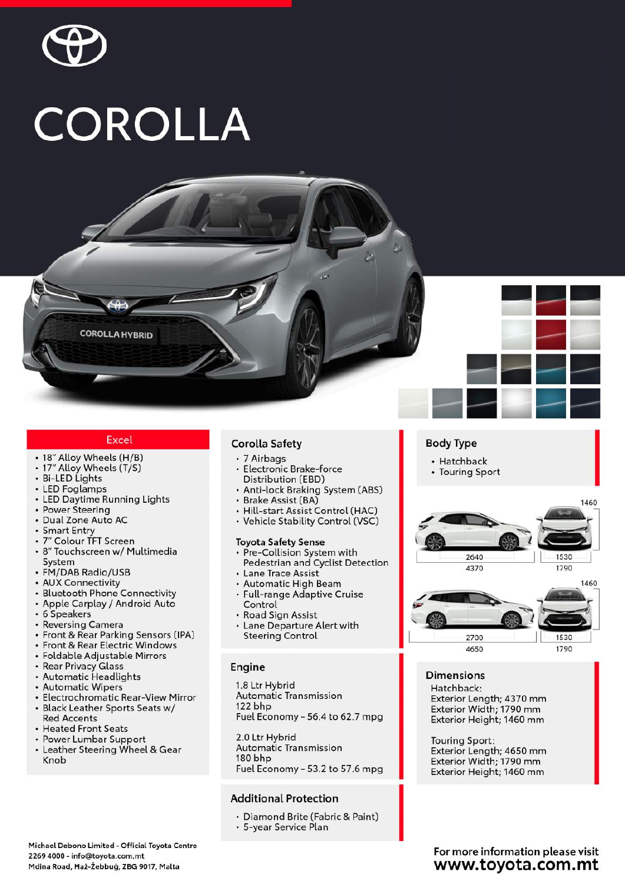# COROLLA

COROLLA HYBRID

## Excel

- 18" Alloy Wheels (H/B)
- 17" Alloy Wheels (T/S)
- Bi-LED Lights
- LED Foglamps
- LED Daytime Running Lights
- Power Steering
- Dual Zone Auto AC
- Smart Entry
- 7" Colour TFT Screen
- 8" Touchscreen w/ Multimedia System
- FM/DAB Radio/USB
- AUX Connectivity
- Bluetooth Phone Connectivity
- Apple Carplay / Android Auto
- 6 Speakers
- Reversing Camera
- Front & Rear Parking Sensors (IPA)
- Front & Rear Electric Windows
- Foldable Adjustable Mirrors
- Rear Privacy Glass
- Automatic Headlights
- Automatic Wipers
- Electrochromatic Rear-View Mirror
- Black Leather Sports Seats w/ Red Accents
- Heated Front Seats
- Power Lumbar Support
- Leather Steering Wheel & Gear Knob

## Corolla Safety

- 7 Airbags
- Electronic Brake-force Distribution (EBD)
- Anti-lock Braking System (ABS)
- Brake Assist (BA)
- Hill-start Assist Control (HAC)
- Vehicle Stability Control (VSC)

### Toyota Safety Sense

- Pre-Collision System with Pedestrian and Cyclist Detection
- Lane Trace Assist
- Automatic High Beam
- Full-range Adaptive Cruise Control
- Road Sign Assist
- Lane Departure Alert with Steering Control

## Engine

1.8 Ltr Hybrid
Automatic Transmission
122 bhp
Fuel Economy – 56.4 to 62.7 mpg

2.0 Ltr Hybrid
Automatic Transmission
180 bhp
Fuel Economy – 53.2 to 57.6 mpg

## Additional Protection

- Diamond Brite (Fabric & Paint)
- 5-year Service Plan

## Body Type

- Hatchback
- Touring Sport

1460
2640
4370
1530
1790

1460
2700
4650
1530
1790

## Dimensions

Hatchback:
Exterior Length; 4370 mm
Exterior Width; 1790 mm
Exterior Height; 1460 mm

Touring Sport:
Exterior Length; 4650 mm
Exterior Width; 1790 mm
Exterior Height; 1460 mm

Michael Debono Limited - Official Toyota Centre
2269 4000 - info@toyota.com.mt
Mdina Road, Ħaż-Żebbuġ, ZBG 9017, Malta

For more information please visit
**www.toyota.com.mt**